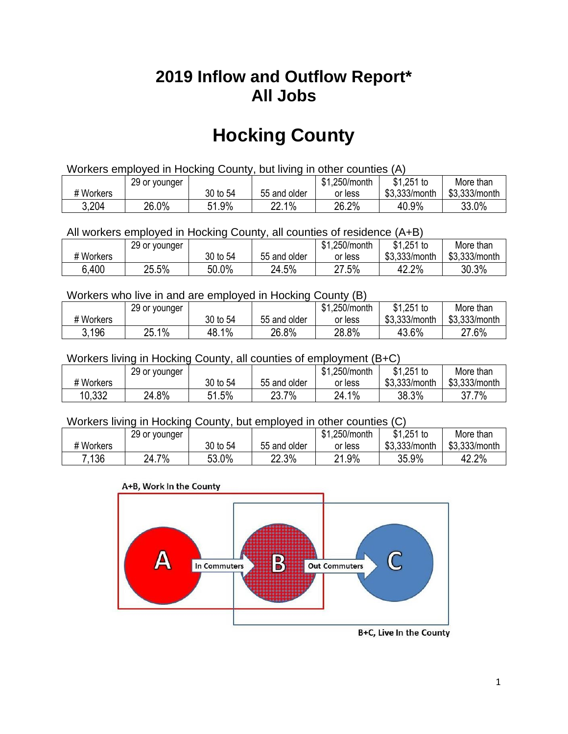# 2019 Inflow and Outflow Report*
# All Jobs

# Hocking County

Workers employed in Hocking County, but living in other counties (A)

| # Workers | 29 or younger | 30 to 54 | 55 and older | $1,250/month or less | $1,251 to $3,333/month | More than $3,333/month |
|---|---|---|---|---|---|---|
| 3,204 | 26.0% | 51.9% | 22.1% | 26.2% | 40.9% | 33.0% |

All workers employed in Hocking County, all counties of residence (A+B)

| # Workers | 29 or younger | 30 to 54 | 55 and older | $1,250/month or less | $1,251 to $3,333/month | More than $3,333/month |
|---|---|---|---|---|---|---|
| 6,400 | 25.5% | 50.0% | 24.5% | 27.5% | 42.2% | 30.3% |

Workers who live in and are employed in Hocking County (B)

| # Workers | 29 or younger | 30 to 54 | 55 and older | $1,250/month or less | $1,251 to $3,333/month | More than $3,333/month |
|---|---|---|---|---|---|---|
| 3,196 | 25.1% | 48.1% | 26.8% | 28.8% | 43.6% | 27.6% |

Workers living in Hocking County, all counties of employment (B+C)

| # Workers | 29 or younger | 30 to 54 | 55 and older | $1,250/month or less | $1,251 to $3,333/month | More than $3,333/month |
|---|---|---|---|---|---|---|
| 10,332 | 24.8% | 51.5% | 23.7% | 24.1% | 38.3% | 37.7% |

Workers living in Hocking County, but employed in other counties (C)

| # Workers | 29 or younger | 30 to 54 | 55 and older | $1,250/month or less | $1,251 to $3,333/month | More than $3,333/month |
|---|---|---|---|---|---|---|
| 7,136 | 24.7% | 53.0% | 22.3% | 21.9% | 35.9% | 42.2% |

A+B, Work In the County

A — In Commuters → B — Out Commuters → C

B+C, Live In the County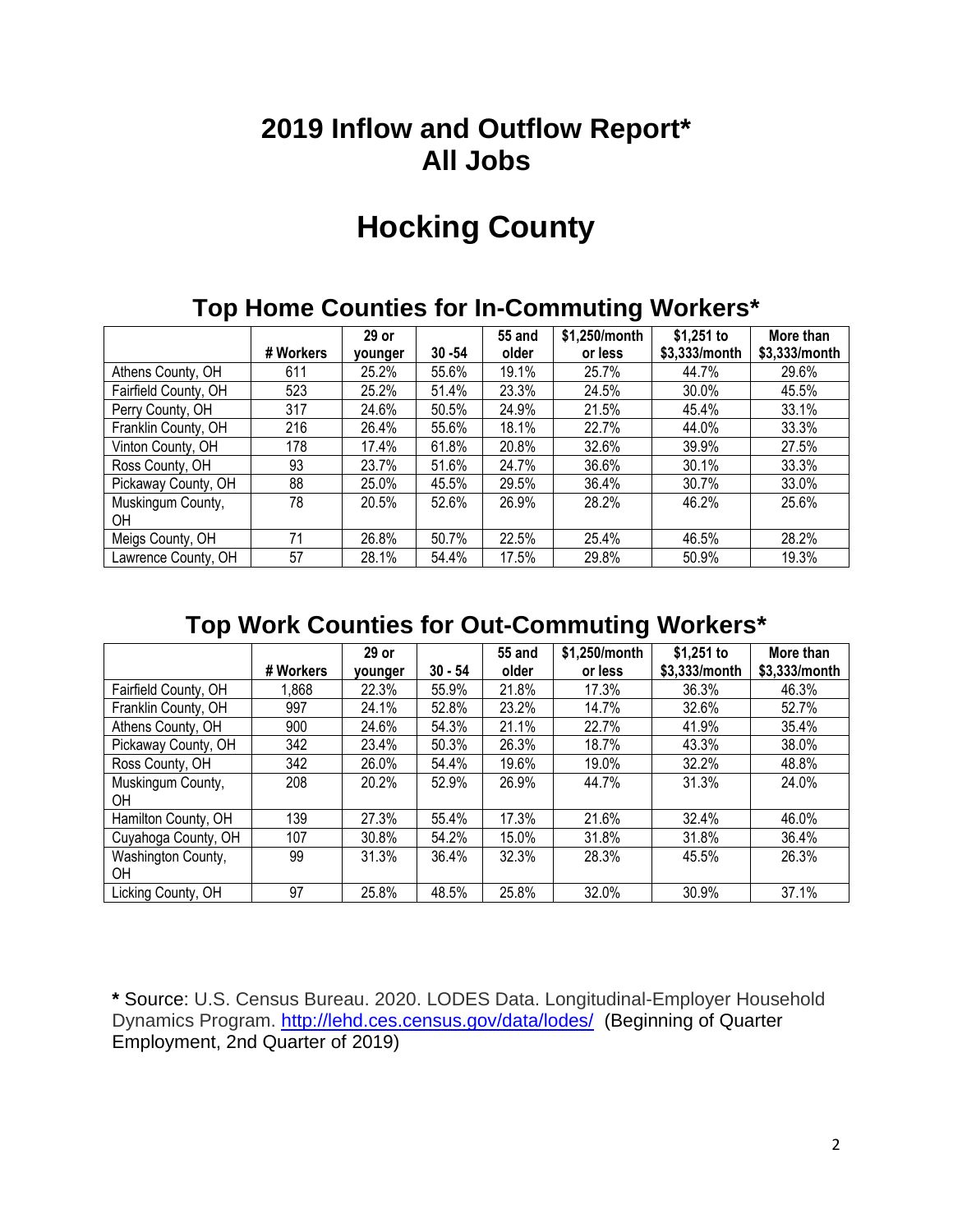# 2019 Inflow and Outflow Report*
# All Jobs

# Hocking County

## Top Home Counties for In-Commuting Workers*

| | # Workers | 29 or younger | 30 -54 | 55 and older | $1,250/month or less | $1,251 to $3,333/month | More than $3,333/month |
|---|---|---|---|---|---|---|---|
| Athens County, OH | 611 | 25.2% | 55.6% | 19.1% | 25.7% | 44.7% | 29.6% |
| Fairfield County, OH | 523 | 25.2% | 51.4% | 23.3% | 24.5% | 30.0% | 45.5% |
| Perry County, OH | 317 | 24.6% | 50.5% | 24.9% | 21.5% | 45.4% | 33.1% |
| Franklin County, OH | 216 | 26.4% | 55.6% | 18.1% | 22.7% | 44.0% | 33.3% |
| Vinton County, OH | 178 | 17.4% | 61.8% | 20.8% | 32.6% | 39.9% | 27.5% |
| Ross County, OH | 93 | 23.7% | 51.6% | 24.7% | 36.6% | 30.1% | 33.3% |
| Pickaway County, OH | 88 | 25.0% | 45.5% | 29.5% | 36.4% | 30.7% | 33.0% |
| Muskingum County, OH | 78 | 20.5% | 52.6% | 26.9% | 28.2% | 46.2% | 25.6% |
| Meigs County, OH | 71 | 26.8% | 50.7% | 22.5% | 25.4% | 46.5% | 28.2% |
| Lawrence County, OH | 57 | 28.1% | 54.4% | 17.5% | 29.8% | 50.9% | 19.3% |

## Top Work Counties for Out-Commuting Workers*

| | # Workers | 29 or younger | 30 - 54 | 55 and older | $1,250/month or less | $1,251 to $3,333/month | More than $3,333/month |
|---|---|---|---|---|---|---|---|
| Fairfield County, OH | 1,868 | 22.3% | 55.9% | 21.8% | 17.3% | 36.3% | 46.3% |
| Franklin County, OH | 997 | 24.1% | 52.8% | 23.2% | 14.7% | 32.6% | 52.7% |
| Athens County, OH | 900 | 24.6% | 54.3% | 21.1% | 22.7% | 41.9% | 35.4% |
| Pickaway County, OH | 342 | 23.4% | 50.3% | 26.3% | 18.7% | 43.3% | 38.0% |
| Ross County, OH | 342 | 26.0% | 54.4% | 19.6% | 19.0% | 32.2% | 48.8% |
| Muskingum County, OH | 208 | 20.2% | 52.9% | 26.9% | 44.7% | 31.3% | 24.0% |
| Hamilton County, OH | 139 | 27.3% | 55.4% | 17.3% | 21.6% | 32.4% | 46.0% |
| Cuyahoga County, OH | 107 | 30.8% | 54.2% | 15.0% | 31.8% | 31.8% | 36.4% |
| Washington County, OH | 99 | 31.3% | 36.4% | 32.3% | 28.3% | 45.5% | 26.3% |
| Licking County, OH | 97 | 25.8% | 48.5% | 25.8% | 32.0% | 30.9% | 37.1% |

**\*** Source: U.S. Census Bureau. 2020. LODES Data. Longitudinal-Employer Household Dynamics Program. http://lehd.ces.census.gov/data/lodes/ (Beginning of Quarter Employment, 2nd Quarter of 2019)